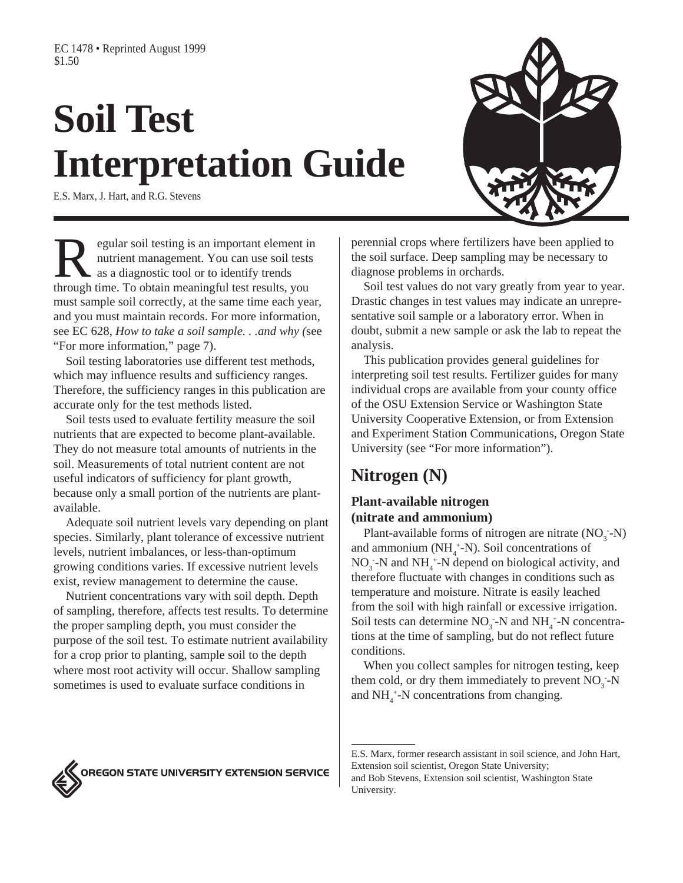EC 1478 • Reprinted August 1999
$1.50

# Soil Test Interpretation Guide

E.S. Marx, J. Hart, and R.G. Stevens

Regular soil testing is an important element in nutrient management. You can use soil tests as a diagnostic tool or to identify trends through time. To obtain meaningful test results, you must sample soil correctly, at the same time each year, and you must maintain records. For more information, see EC 628, *How to take a soil sample. . .and why (*see "For more information," page 7).

Soil testing laboratories use different test methods, which may influence results and sufficiency ranges. Therefore, the sufficiency ranges in this publication are accurate only for the test methods listed.

Soil tests used to evaluate fertility measure the soil nutrients that are expected to become plant-available. They do not measure total amounts of nutrients in the soil. Measurements of total nutrient content are not useful indicators of sufficiency for plant growth, because only a small portion of the nutrients are plant-available.

Adequate soil nutrient levels vary depending on plant species. Similarly, plant tolerance of excessive nutrient levels, nutrient imbalances, or less-than-optimum growing conditions varies. If excessive nutrient levels exist, review management to determine the cause.

Nutrient concentrations vary with soil depth. Depth of sampling, therefore, affects test results. To determine the proper sampling depth, you must consider the purpose of the soil test. To estimate nutrient availability for a crop prior to planting, sample soil to the depth where most root activity will occur. Shallow sampling sometimes is used to evaluate surface conditions in perennial crops where fertilizers have been applied to the soil surface. Deep sampling may be necessary to diagnose problems in orchards.

Soil test values do not vary greatly from year to year. Drastic changes in test values may indicate an unrepresentative soil sample or a laboratory error. When in doubt, submit a new sample or ask the lab to repeat the analysis.

This publication provides general guidelines for interpreting soil test results. Fertilizer guides for many individual crops are available from your county office of the OSU Extension Service or Washington State University Cooperative Extension, or from Extension and Experiment Station Communications, Oregon State University (see "For more information").

## Nitrogen (N)

### Plant-available nitrogen (nitrate and ammonium)

Plant-available forms of nitrogen are nitrate ($NO_3^-$-N) and ammonium ($NH_4^+$-N). Soil concentrations of $NO_3^-$-N and $NH_4^+$-N depend on biological activity, and therefore fluctuate with changes in conditions such as temperature and moisture. Nitrate is easily leached from the soil with high rainfall or excessive irrigation. Soil tests can determine $NO_3^-$-N and $NH_4^+$-N concentrations at the time of sampling, but do not reflect future conditions.

When you collect samples for nitrogen testing, keep them cold, or dry them immediately to prevent $NO_3^-$-N and $NH_4^+$-N concentrations from changing.

---

E.S. Marx, former research assistant in soil science, and John Hart, Extension soil scientist, Oregon State University; and Bob Stevens, Extension soil scientist, Washington State University.

OREGON STATE UNIVERSITY EXTENSION SERVICE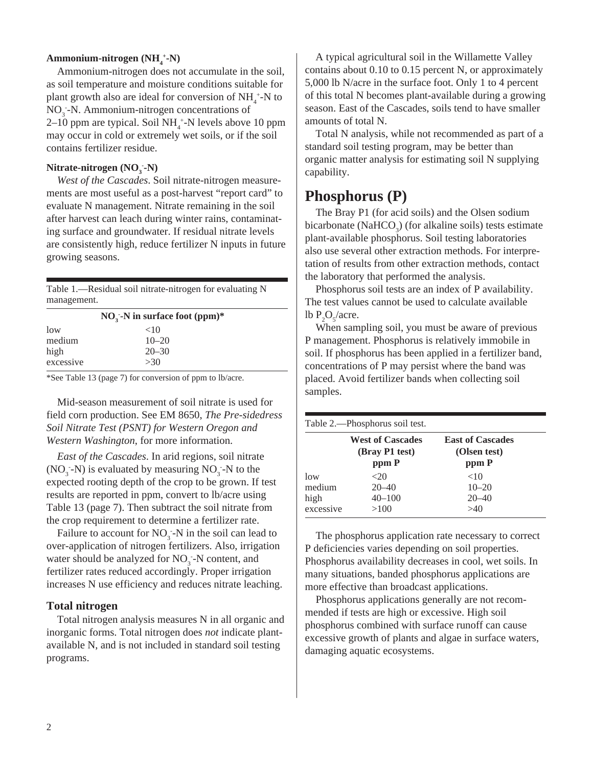### Ammonium-nitrogen ($NH_4^+$-N)

Ammonium-nitrogen does not accumulate in the soil, as soil temperature and moisture conditions suitable for plant growth also are ideal for conversion of $NH_4^+$-N to $NO_3^-$-N. Ammonium-nitrogen concentrations of 2–10 ppm are typical. Soil $NH_4^+$-N levels above 10 ppm may occur in cold or extremely wet soils, or if the soil contains fertilizer residue.

### Nitrate-nitrogen ($NO_3^-$-N)

*West of the Cascades*. Soil nitrate-nitrogen measurements are most useful as a post-harvest "report card" to evaluate N management. Nitrate remaining in the soil after harvest can leach during winter rains, contaminating surface and groundwater. If residual nitrate levels are consistently high, reduce fertilizer N inputs in future growing seasons.

Table 1.—Residual soil nitrate-nitrogen for evaluating N management.

| | $NO_3^-$-N in surface foot (ppm)* |
|---|---|
| low | <10 |
| medium | 10–20 |
| high | 20–30 |
| excessive | >30 |

*See Table 13 (page 7) for conversion of ppm to lb/acre.

Mid-season measurement of soil nitrate is used for field corn production. See EM 8650, *The Pre-sidedress Soil Nitrate Test (PSNT) for Western Oregon and Western Washington*, for more information.

*East of the Cascades*. In arid regions, soil nitrate ($NO_3^-$-N) is evaluated by measuring $NO_3^-$-N to the expected rooting depth of the crop to be grown. If test results are reported in ppm, convert to lb/acre using Table 13 (page 7). Then subtract the soil nitrate from the crop requirement to determine a fertilizer rate.

Failure to account for $NO_3^-$-N in the soil can lead to over-application of nitrogen fertilizers. Also, irrigation water should be analyzed for $NO_3^-$-N content, and fertilizer rates reduced accordingly. Proper irrigation increases N use efficiency and reduces nitrate leaching.

### Total nitrogen

Total nitrogen analysis measures N in all organic and inorganic forms. Total nitrogen does *not* indicate plant-available N, and is not included in standard soil testing programs.

A typical agricultural soil in the Willamette Valley contains about 0.10 to 0.15 percent N, or approximately 5,000 lb N/acre in the surface foot. Only 1 to 4 percent of this total N becomes plant-available during a growing season. East of the Cascades, soils tend to have smaller amounts of total N.

Total N analysis, while not recommended as part of a standard soil testing program, may be better than organic matter analysis for estimating soil N supplying capability.

## Phosphorus (P)

The Bray P1 (for acid soils) and the Olsen sodium bicarbonate ($NaHCO_3$) (for alkaline soils) tests estimate plant-available phosphorus. Soil testing laboratories also use several other extraction methods. For interpretation of results from other extraction methods, contact the laboratory that performed the analysis.

Phosphorus soil tests are an index of P availability. The test values cannot be used to calculate available lb $P_2O_5$/acre.

When sampling soil, you must be aware of previous P management. Phosphorus is relatively immobile in soil. If phosphorus has been applied in a fertilizer band, concentrations of P may persist where the band was placed. Avoid fertilizer bands when collecting soil samples.

Table 2.—Phosphorus soil test.

| | West of Cascades (Bray P1 test) ppm P | East of Cascades (Olsen test) ppm P |
|---|---|---|
| low | <20 | <10 |
| medium | 20–40 | 10–20 |
| high | 40–100 | 20–40 |
| excessive | >100 | >40 |

The phosphorus application rate necessary to correct P deficiencies varies depending on soil properties. Phosphorus availability decreases in cool, wet soils. In many situations, banded phosphorus applications are more effective than broadcast applications.

Phosphorus applications generally are not recommended if tests are high or excessive. High soil phosphorus combined with surface runoff can cause excessive growth of plants and algae in surface waters, damaging aquatic ecosystems.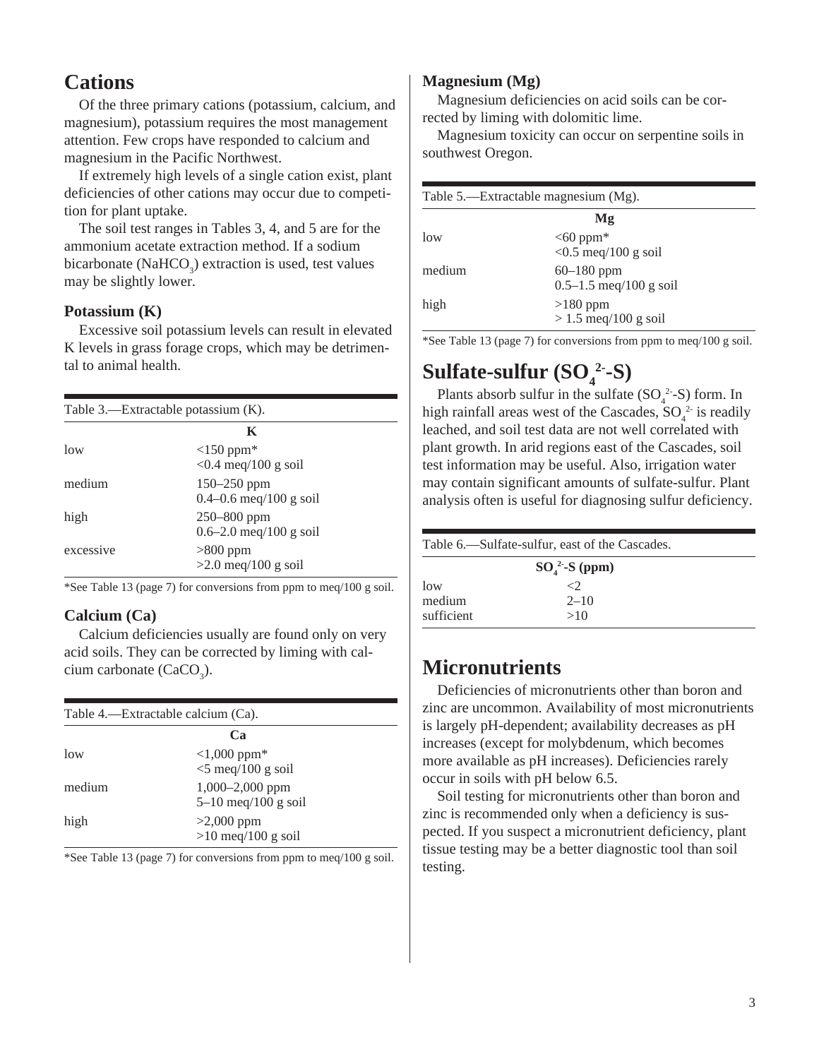## Cations

Of the three primary cations (potassium, calcium, and magnesium), potassium requires the most management attention. Few crops have responded to calcium and magnesium in the Pacific Northwest.

If extremely high levels of a single cation exist, plant deficiencies of other cations may occur due to competition for plant uptake.

The soil test ranges in Tables 3, 4, and 5 are for the ammonium acetate extraction method. If a sodium bicarbonate ($NaHCO_3$) extraction is used, test values may be slightly lower.

### Potassium (K)

Excessive soil potassium levels can result in elevated K levels in grass forage crops, which may be detrimental to animal health.

Table 3.—Extractable potassium (K).

| | K |
|---|---|
| low | <150 ppm*<br><0.4 meq/100 g soil |
| medium | 150–250 ppm<br>0.4–0.6 meq/100 g soil |
| high | 250–800 ppm<br>0.6–2.0 meq/100 g soil |
| excessive | >800 ppm<br>>2.0 meq/100 g soil |

*See Table 13 (page 7) for conversions from ppm to meq/100 g soil.

### Calcium (Ca)

Calcium deficiencies usually are found only on very acid soils. They can be corrected by liming with calcium carbonate ($CaCO_3$).

Table 4.—Extractable calcium (Ca).

| | Ca |
|---|---|
| low | <1,000 ppm*<br><5 meq/100 g soil |
| medium | 1,000–2,000 ppm<br>5–10 meq/100 g soil |
| high | >2,000 ppm<br>>10 meq/100 g soil |

*See Table 13 (page 7) for conversions from ppm to meq/100 g soil.

### Magnesium (Mg)

Magnesium deficiencies on acid soils can be corrected by liming with dolomitic lime.

Magnesium toxicity can occur on serpentine soils in southwest Oregon.

Table 5.—Extractable magnesium (Mg).

| | Mg |
|---|---|
| low | <60 ppm*<br><0.5 meq/100 g soil |
| medium | 60–180 ppm<br>0.5–1.5 meq/100 g soil |
| high | >180 ppm<br>> 1.5 meq/100 g soil |

*See Table 13 (page 7) for conversions from ppm to meq/100 g soil.

## Sulfate-sulfur ($SO_4^{2-}$-S)

Plants absorb sulfur in the sulfate ($SO_4^{2-}$-S) form. In high rainfall areas west of the Cascades, $SO_4^{2-}$ is readily leached, and soil test data are not well correlated with plant growth. In arid regions east of the Cascades, soil test information may be useful. Also, irrigation water may contain significant amounts of sulfate-sulfur. Plant analysis often is useful for diagnosing sulfur deficiency.

Table 6.—Sulfate-sulfur, east of the Cascades.

| | $SO_4^{2-}$-S (ppm) |
|---|---|
| low | <2 |
| medium | 2–10 |
| sufficient | >10 |

## Micronutrients

Deficiencies of micronutrients other than boron and zinc are uncommon. Availability of most micronutrients is largely pH-dependent; availability decreases as pH increases (except for molybdenum, which becomes more available as pH increases). Deficiencies rarely occur in soils with pH below 6.5.

Soil testing for micronutrients other than boron and zinc is recommended only when a deficiency is suspected. If you suspect a micronutrient deficiency, plant tissue testing may be a better diagnostic tool than soil testing.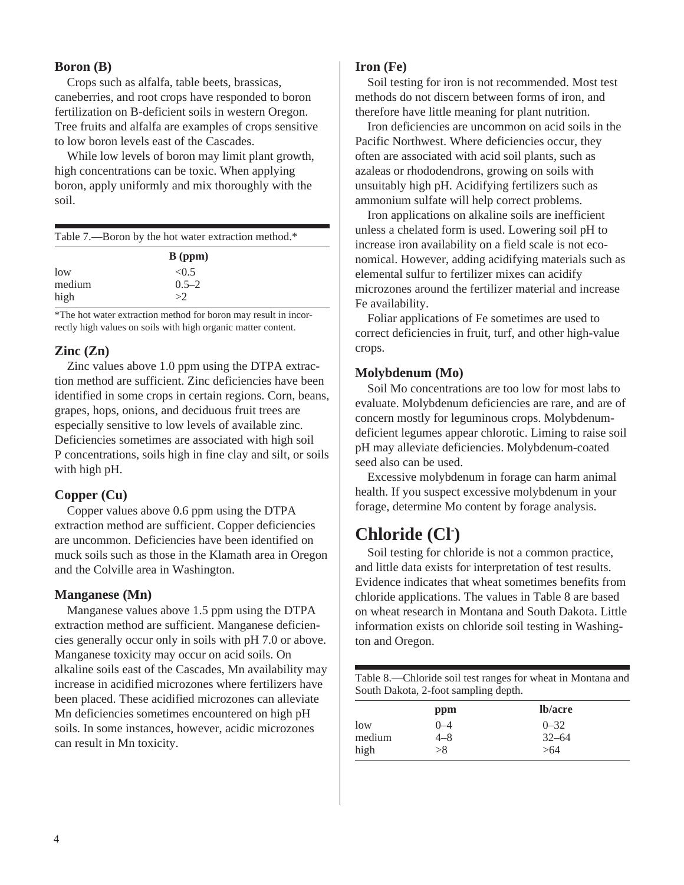### Boron (B)

Crops such as alfalfa, table beets, brassicas, caneberries, and root crops have responded to boron fertilization on B-deficient soils in western Oregon. Tree fruits and alfalfa are examples of crops sensitive to low boron levels east of the Cascades.

While low levels of boron may limit plant growth, high concentrations can be toxic. When applying boron, apply uniformly and mix thoroughly with the soil.

Table 7.—Boron by the hot water extraction method.*

| | B (ppm) |
|---|---|
| low | <0.5 |
| medium | 0.5–2 |
| high | >2 |

*The hot water extraction method for boron may result in incorrectly high values on soils with high organic matter content.

### Zinc (Zn)

Zinc values above 1.0 ppm using the DTPA extraction method are sufficient. Zinc deficiencies have been identified in some crops in certain regions. Corn, beans, grapes, hops, onions, and deciduous fruit trees are especially sensitive to low levels of available zinc. Deficiencies sometimes are associated with high soil P concentrations, soils high in fine clay and silt, or soils with high pH.

### Copper (Cu)

Copper values above 0.6 ppm using the DTPA extraction method are sufficient. Copper deficiencies are uncommon. Deficiencies have been identified on muck soils such as those in the Klamath area in Oregon and the Colville area in Washington.

### Manganese (Mn)

Manganese values above 1.5 ppm using the DTPA extraction method are sufficient. Manganese deficiencies generally occur only in soils with pH 7.0 or above. Manganese toxicity may occur on acid soils. On alkaline soils east of the Cascades, Mn availability may increase in acidified microzones where fertilizers have been placed. These acidified microzones can alleviate Mn deficiencies sometimes encountered on high pH soils. In some instances, however, acidic microzones can result in Mn toxicity.

### Iron (Fe)

Soil testing for iron is not recommended. Most test methods do not discern between forms of iron, and therefore have little meaning for plant nutrition.

Iron deficiencies are uncommon on acid soils in the Pacific Northwest. Where deficiencies occur, they often are associated with acid soil plants, such as azaleas or rhododendrons, growing on soils with unsuitably high pH. Acidifying fertilizers such as ammonium sulfate will help correct problems.

Iron applications on alkaline soils are inefficient unless a chelated form is used. Lowering soil pH to increase iron availability on a field scale is not economical. However, adding acidifying materials such as elemental sulfur to fertilizer mixes can acidify microzones around the fertilizer material and increase Fe availability.

Foliar applications of Fe sometimes are used to correct deficiencies in fruit, turf, and other high-value crops.

### Molybdenum (Mo)

Soil Mo concentrations are too low for most labs to evaluate. Molybdenum deficiencies are rare, and are of concern mostly for leguminous crops. Molybdenum-deficient legumes appear chlorotic. Liming to raise soil pH may alleviate deficiencies. Molybdenum-coated seed also can be used.

Excessive molybdenum in forage can harm animal health. If you suspect excessive molybdenum in your forage, determine Mo content by forage analysis.

## Chloride ($Cl^-$)

Soil testing for chloride is not a common practice, and little data exists for interpretation of test results. Evidence indicates that wheat sometimes benefits from chloride applications. The values in Table 8 are based on wheat research in Montana and South Dakota. Little information exists on chloride soil testing in Washington and Oregon.

Table 8.—Chloride soil test ranges for wheat in Montana and South Dakota, 2-foot sampling depth.

| | ppm | lb/acre |
|---|---|---|
| low | 0–4 | 0–32 |
| medium | 4–8 | 32–64 |
| high | >8 | >64 |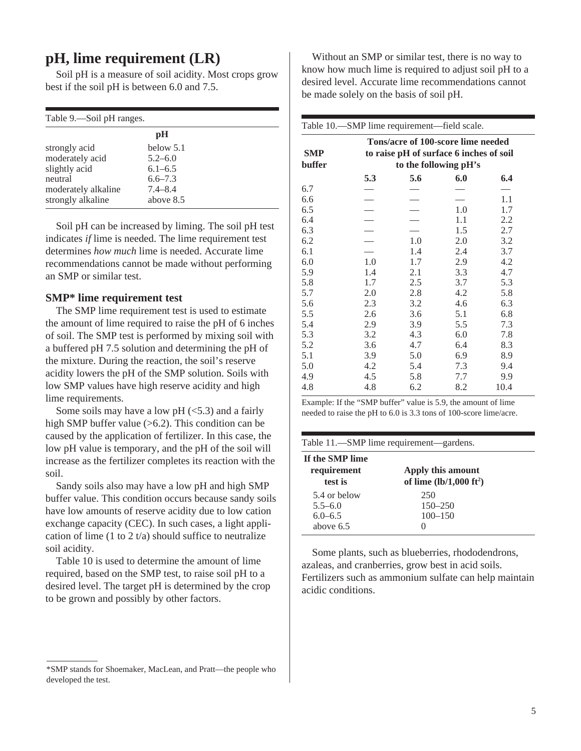## pH, lime requirement (LR)

Soil pH is a measure of soil acidity. Most crops grow best if the soil pH is between 6.0 and 7.5.

Table 9.—Soil pH ranges.

| | pH |
|---|---|
| strongly acid | below 5.1 |
| moderately acid | 5.2–6.0 |
| slightly acid | 6.1–6.5 |
| neutral | 6.6–7.3 |
| moderately alkaline | 7.4–8.4 |
| strongly alkaline | above 8.5 |

Soil pH can be increased by liming. The soil pH test indicates *if* lime is needed. The lime requirement test determines *how much* lime is needed. Accurate lime recommendations cannot be made without performing an SMP or similar test.

### SMP* lime requirement test

The SMP lime requirement test is used to estimate the amount of lime required to raise the pH of 6 inches of soil. The SMP test is performed by mixing soil with a buffered pH 7.5 solution and determining the pH of the mixture. During the reaction, the soil's reserve acidity lowers the pH of the SMP solution. Soils with low SMP values have high reserve acidity and high lime requirements.

Some soils may have a low pH (<5.3) and a fairly high SMP buffer value (>6.2). This condition can be caused by the application of fertilizer. In this case, the low pH value is temporary, and the pH of the soil will increase as the fertilizer completes its reaction with the soil.

Sandy soils also may have a low pH and high SMP buffer value. This condition occurs because sandy soils have low amounts of reserve acidity due to low cation exchange capacity (CEC). In such cases, a light application of lime (1 to 2 t/a) should suffice to neutralize soil acidity.

Table 10 is used to determine the amount of lime required, based on the SMP test, to raise soil pH to a desired level. The target pH is determined by the crop to be grown and possibly by other factors.

*SMP stands for Shoemaker, MacLean, and Pratt—the people who developed the test.

Without an SMP or similar test, there is no way to know how much lime is required to adjust soil pH to a desired level. Accurate lime recommendations cannot be made solely on the basis of soil pH.

Table 10.—SMP lime requirement—field scale.

| SMP buffer | Tons/acre of 100-score lime needed to raise pH of surface 6 inches of soil to the following pH's | | | |
|---|---|---|---|---|
| | 5.3 | 5.6 | 6.0 | 6.4 |
| 6.7 | — | — | — | — |
| 6.6 | — | — | — | 1.1 |
| 6.5 | — | — | 1.0 | 1.7 |
| 6.4 | — | — | 1.1 | 2.2 |
| 6.3 | — | — | 1.5 | 2.7 |
| 6.2 | — | 1.0 | 2.0 | 3.2 |
| 6.1 | — | 1.4 | 2.4 | 3.7 |
| 6.0 | 1.0 | 1.7 | 2.9 | 4.2 |
| 5.9 | 1.4 | 2.1 | 3.3 | 4.7 |
| 5.8 | 1.7 | 2.5 | 3.7 | 5.3 |
| 5.7 | 2.0 | 2.8 | 4.2 | 5.8 |
| 5.6 | 2.3 | 3.2 | 4.6 | 6.3 |
| 5.5 | 2.6 | 3.6 | 5.1 | 6.8 |
| 5.4 | 2.9 | 3.9 | 5.5 | 7.3 |
| 5.3 | 3.2 | 4.3 | 6.0 | 7.8 |
| 5.2 | 3.6 | 4.7 | 6.4 | 8.3 |
| 5.1 | 3.9 | 5.0 | 6.9 | 8.9 |
| 5.0 | 4.2 | 5.4 | 7.3 | 9.4 |
| 4.9 | 4.5 | 5.8 | 7.7 | 9.9 |
| 4.8 | 4.8 | 6.2 | 8.2 | 10.4 |

Example: If the "SMP buffer" value is 5.9, the amount of lime needed to raise the pH to 6.0 is 3.3 tons of 100-score lime/acre.

Table 11.—SMP lime requirement—gardens.

| If the SMP lime requirement test is | Apply this amount of lime (lb/1,000 $ft^2$) |
|---|---|
| 5.4 or below | 250 |
| 5.5–6.0 | 150–250 |
| 6.0–6.5 | 100–150 |
| above 6.5 | 0 |

Some plants, such as blueberries, rhododendrons, azaleas, and cranberries, grow best in acid soils. Fertilizers such as ammonium sulfate can help maintain acidic conditions.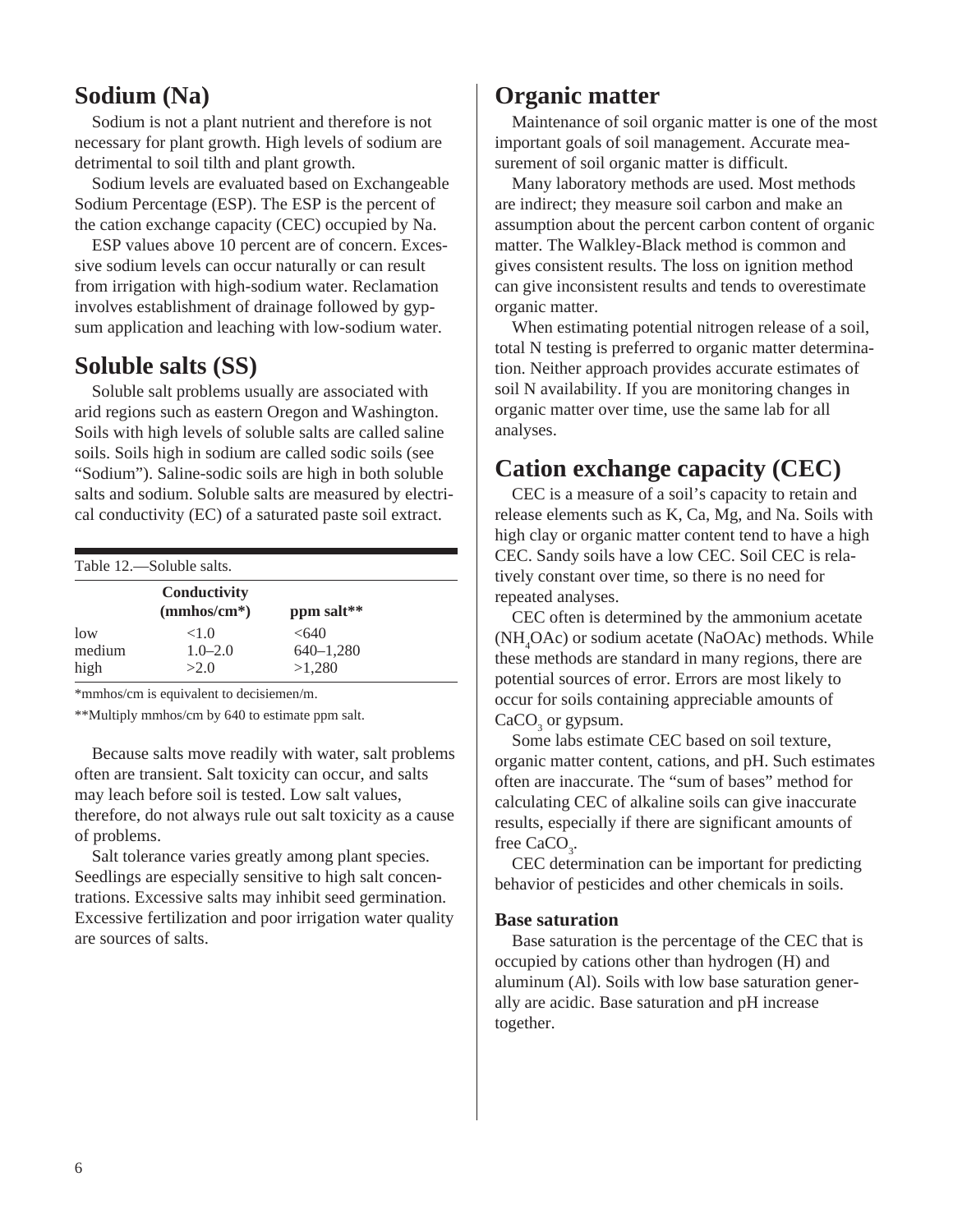## Sodium (Na)

Sodium is not a plant nutrient and therefore is not necessary for plant growth. High levels of sodium are detrimental to soil tilth and plant growth.

Sodium levels are evaluated based on Exchangeable Sodium Percentage (ESP). The ESP is the percent of the cation exchange capacity (CEC) occupied by Na.

ESP values above 10 percent are of concern. Excessive sodium levels can occur naturally or can result from irrigation with high-sodium water. Reclamation involves establishment of drainage followed by gypsum application and leaching with low-sodium water.

## Soluble salts (SS)

Soluble salt problems usually are associated with arid regions such as eastern Oregon and Washington. Soils with high levels of soluble salts are called saline soils. Soils high in sodium are called sodic soils (see "Sodium"). Saline-sodic soils are high in both soluble salts and sodium. Soluble salts are measured by electrical conductivity (EC) of a saturated paste soil extract.

Table 12.—Soluble salts.

| | Conductivity (mmhos/cm*) | ppm salt** |
|---|---|---|
| low | <1.0 | <640 |
| medium | 1.0–2.0 | 640–1,280 |
| high | >2.0 | >1,280 |

*mmhos/cm is equivalent to decisiemen/m.

**Multiply mmhos/cm by 640 to estimate ppm salt.

Because salts move readily with water, salt problems often are transient. Salt toxicity can occur, and salts may leach before soil is tested. Low salt values, therefore, do not always rule out salt toxicity as a cause of problems.

Salt tolerance varies greatly among plant species. Seedlings are especially sensitive to high salt concentrations. Excessive salts may inhibit seed germination. Excessive fertilization and poor irrigation water quality are sources of salts.

## Organic matter

Maintenance of soil organic matter is one of the most important goals of soil management. Accurate measurement of soil organic matter is difficult.

Many laboratory methods are used. Most methods are indirect; they measure soil carbon and make an assumption about the percent carbon content of organic matter. The Walkley-Black method is common and gives consistent results. The loss on ignition method can give inconsistent results and tends to overestimate organic matter.

When estimating potential nitrogen release of a soil, total N testing is preferred to organic matter determination. Neither approach provides accurate estimates of soil N availability. If you are monitoring changes in organic matter over time, use the same lab for all analyses.

## Cation exchange capacity (CEC)

CEC is a measure of a soil's capacity to retain and release elements such as K, Ca, Mg, and Na. Soils with high clay or organic matter content tend to have a high CEC. Sandy soils have a low CEC. Soil CEC is relatively constant over time, so there is no need for repeated analyses.

CEC often is determined by the ammonium acetate ($NH_4OAc$) or sodium acetate (NaOAc) methods. While these methods are standard in many regions, there are potential sources of error. Errors are most likely to occur for soils containing appreciable amounts of $CaCO_3$ or gypsum.

Some labs estimate CEC based on soil texture, organic matter content, cations, and pH. Such estimates often are inaccurate. The "sum of bases" method for calculating CEC of alkaline soils can give inaccurate results, especially if there are significant amounts of free $CaCO_3$.

CEC determination can be important for predicting behavior of pesticides and other chemicals in soils.

### Base saturation

Base saturation is the percentage of the CEC that is occupied by cations other than hydrogen (H) and aluminum (Al). Soils with low base saturation generally are acidic. Base saturation and pH increase together.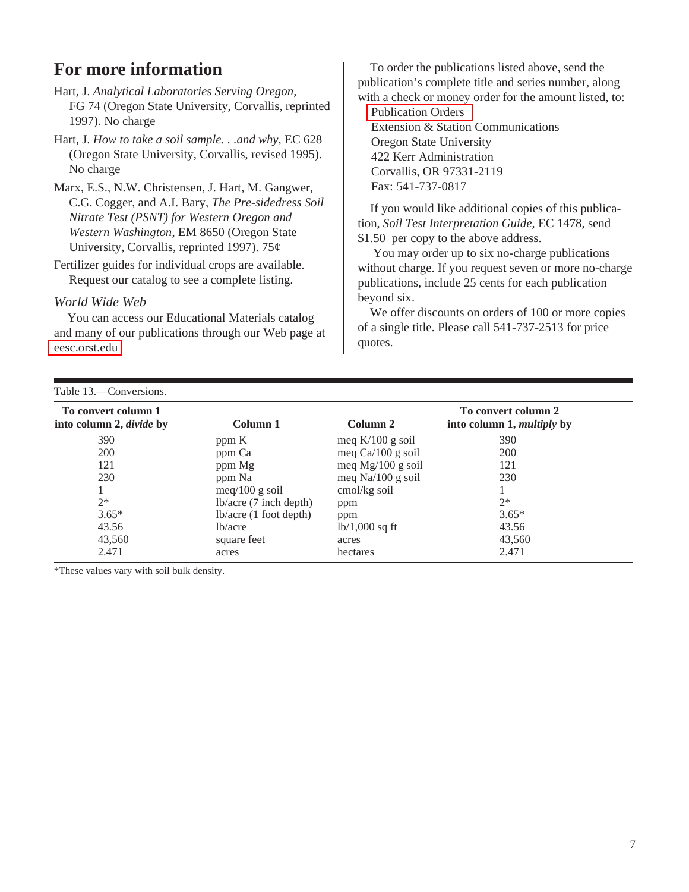## For more information

Hart, J. *Analytical Laboratories Serving Oregon,* FG 74 (Oregon State University, Corvallis, reprinted 1997). No charge

Hart, J. *How to take a soil sample. . .and why,* EC 628 (Oregon State University, Corvallis, revised 1995). No charge

Marx, E.S., N.W. Christensen, J. Hart, M. Gangwer, C.G. Cogger, and A.I. Bary, *The Pre-sidedress Soil Nitrate Test (PSNT) for Western Oregon and Western Washington*, EM 8650 (Oregon State University, Corvallis, reprinted 1997). 75¢

Fertilizer guides for individual crops are available. Request our catalog to see a complete listing.

*World Wide Web*

You can access our Educational Materials catalog and many of our publications through our Web page at eesc.orst.edu

To order the publications listed above, send the publication's complete title and series number, along with a check or money order for the amount listed, to:

Publication Orders
Extension & Station Communications
Oregon State University
422 Kerr Administration
Corvallis, OR 97331-2119
Fax: 541-737-0817

If you would like additional copies of this publication, *Soil Test Interpretation Guide*, EC 1478, send $1.50 per copy to the above address.

You may order up to six no-charge publications without charge. If you request seven or more no-charge publications, include 25 cents for each publication beyond six.

We offer discounts on orders of 100 or more copies of a single title. Please call 541-737-2513 for price quotes.

Table 13.—Conversions.

| To convert column 1 into column 2, *divide* by | Column 1 | Column 2 | To convert column 2 into column 1, *multiply* by |
|---|---|---|---|
| 390 | ppm K | meq K/100 g soil | 390 |
| 200 | ppm Ca | meq Ca/100 g soil | 200 |
| 121 | ppm Mg | meq Mg/100 g soil | 121 |
| 230 | ppm Na | meq Na/100 g soil | 230 |
| 1 | meq/100 g soil | cmol/kg soil | 1 |
| 2* | lb/acre (7 inch depth) | ppm | 2* |
| 3.65* | lb/acre (1 foot depth) | ppm | 3.65* |
| 43.56 | lb/acre | lb/1,000 sq ft | 43.56 |
| 43,560 | square feet | acres | 43,560 |
| 2.471 | acres | hectares | 2.471 |

*These values vary with soil bulk density.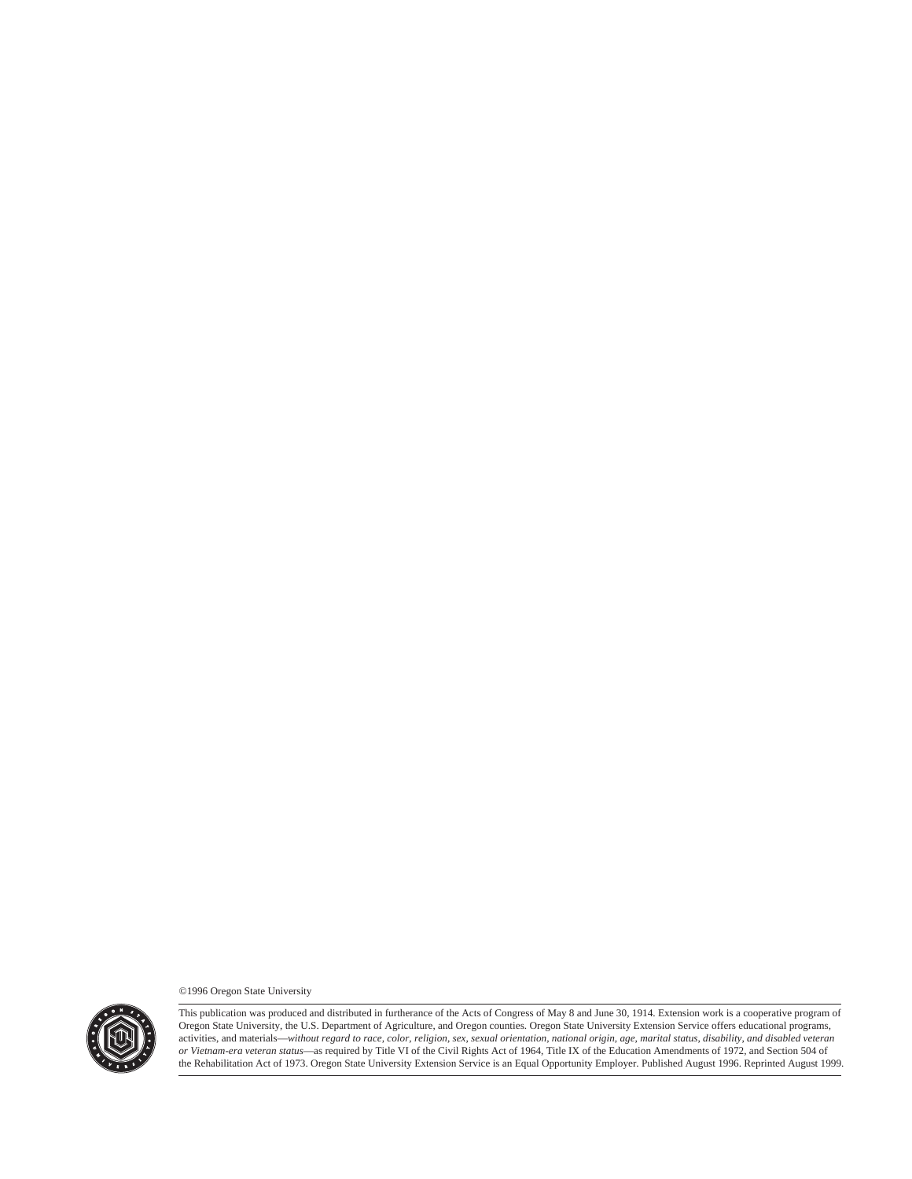©1996 Oregon State University

This publication was produced and distributed in furtherance of the Acts of Congress of May 8 and June 30, 1914. Extension work is a cooperative program of Oregon State University, the U.S. Department of Agriculture, and Oregon counties. Oregon State University Extension Service offers educational programs, activities, and materials—*without regard to race, color, religion, sex, sexual orientation, national origin, age, marital status, disability, and disabled veteran or Vietnam-era veteran status*—as required by Title VI of the Civil Rights Act of 1964, Title IX of the Education Amendments of 1972, and Section 504 of the Rehabilitation Act of 1973. Oregon State University Extension Service is an Equal Opportunity Employer. Published August 1996. Reprinted August 1999.